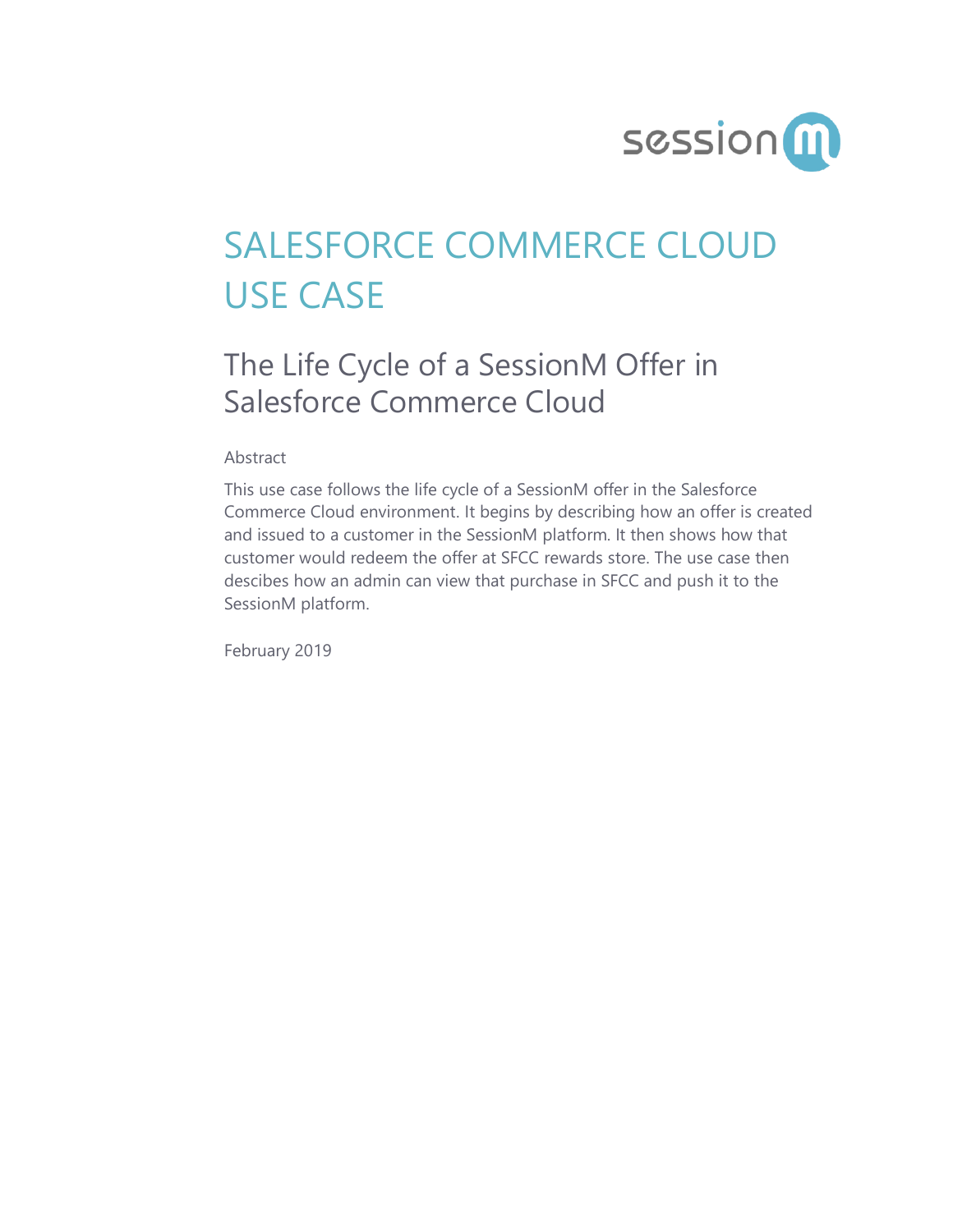sessionm

# SALESFORCE COMMERCE CLOUD USE CASE

## The Life Cycle of a SessionM Offer in Salesforce Commerce Cloud

Abstract

This use case follows the life cycle of a SessionM offer in the Salesforce Commerce Cloud environment. It begins by describing how an offer is created and issued to a customer in the SessionM platform. It then shows how that customer would redeem the offer at SFCC rewards store. The use case then descibes how an admin can view that purchase in SFCC and push it to the SessionM platform.

February 2019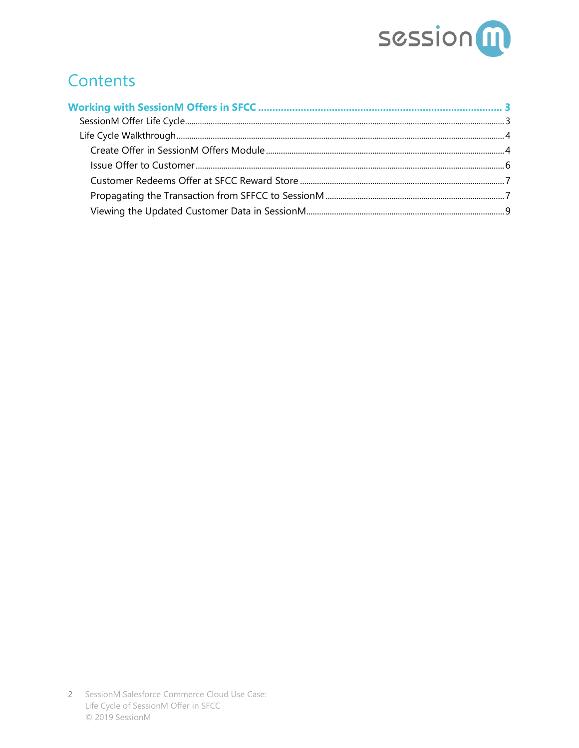# Contents

**Working with SessionM Offers in SFCC ............ 3**

- SessionM Offer Life Cycle ............ 3
- Life Cycle Walkthrough ............ 4
  - Create Offer in SessionM Offers Module ............ 4
  - Issue Offer to Customer ............ 6
  - Customer Redeems Offer at SFCC Reward Store ............ 7
  - Propagating the Transaction from SFFCC to SessionM ............ 7
  - Viewing the Updated Customer Data in SessionM ............ 9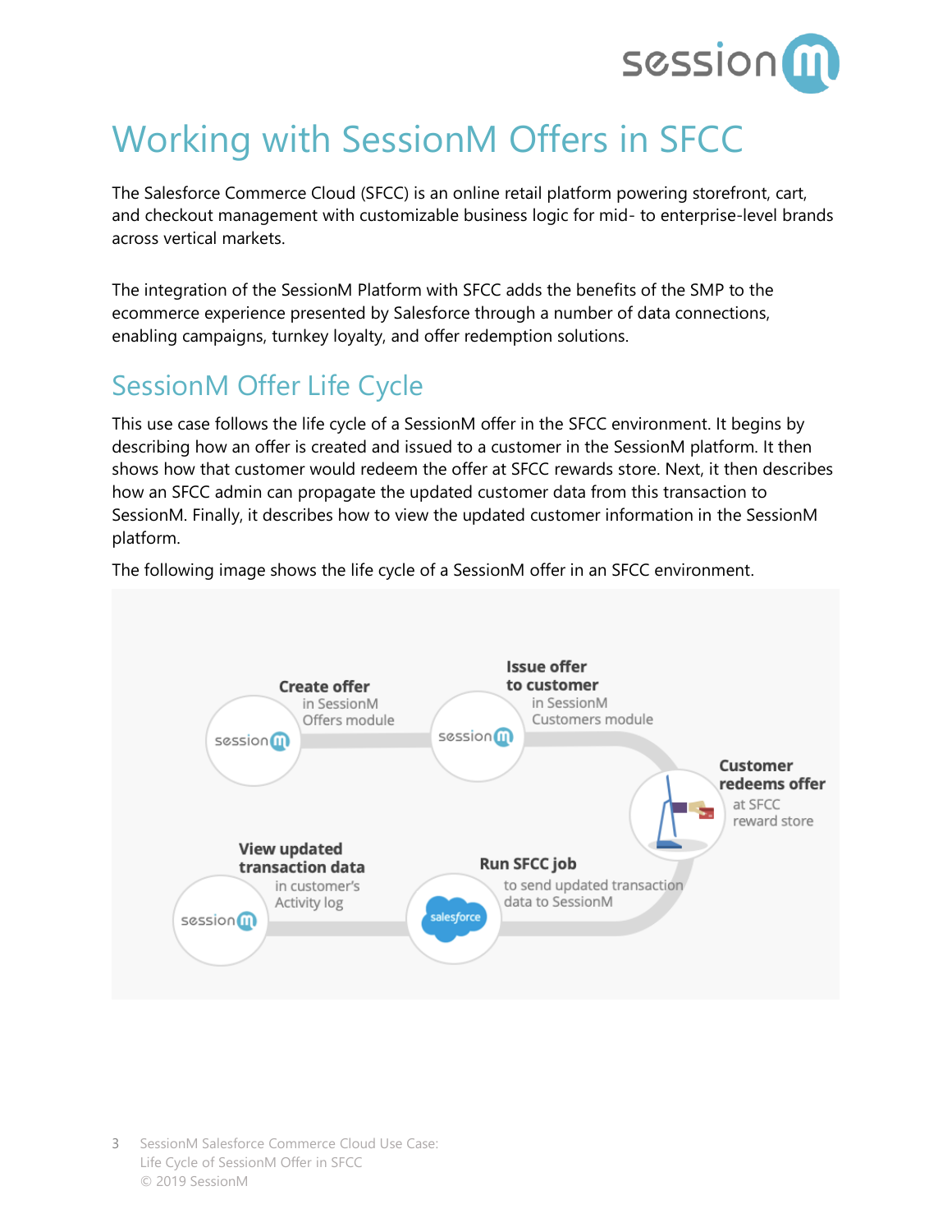# Working with SessionM Offers in SFCC

The Salesforce Commerce Cloud (SFCC) is an online retail platform powering storefront, cart, and checkout management with customizable business logic for mid- to enterprise-level brands across vertical markets.

The integration of the SessionM Platform with SFCC adds the benefits of the SMP to the ecommerce experience presented by Salesforce through a number of data connections, enabling campaigns, turnkey loyalty, and offer redemption solutions.

## SessionM Offer Life Cycle

This use case follows the life cycle of a SessionM offer in the SFCC environment. It begins by describing how an offer is created and issued to a customer in the SessionM platform. It then shows how that customer would redeem the offer at SFCC rewards store. Next, it then describes how an SFCC admin can propagate the updated customer data from this transaction to SessionM. Finally, it describes how to view the updated customer information in the SessionM platform.

The following image shows the life cycle of a SessionM offer in an SFCC environment.

**Create offer** in SessionM Offers module

**Issue offer to customer** in SessionM Customers module

**Customer redeems offer** at SFCC reward store

**Run SFCC job** to send updated transaction data to SessionM

**View updated transaction data** in customer's Activity log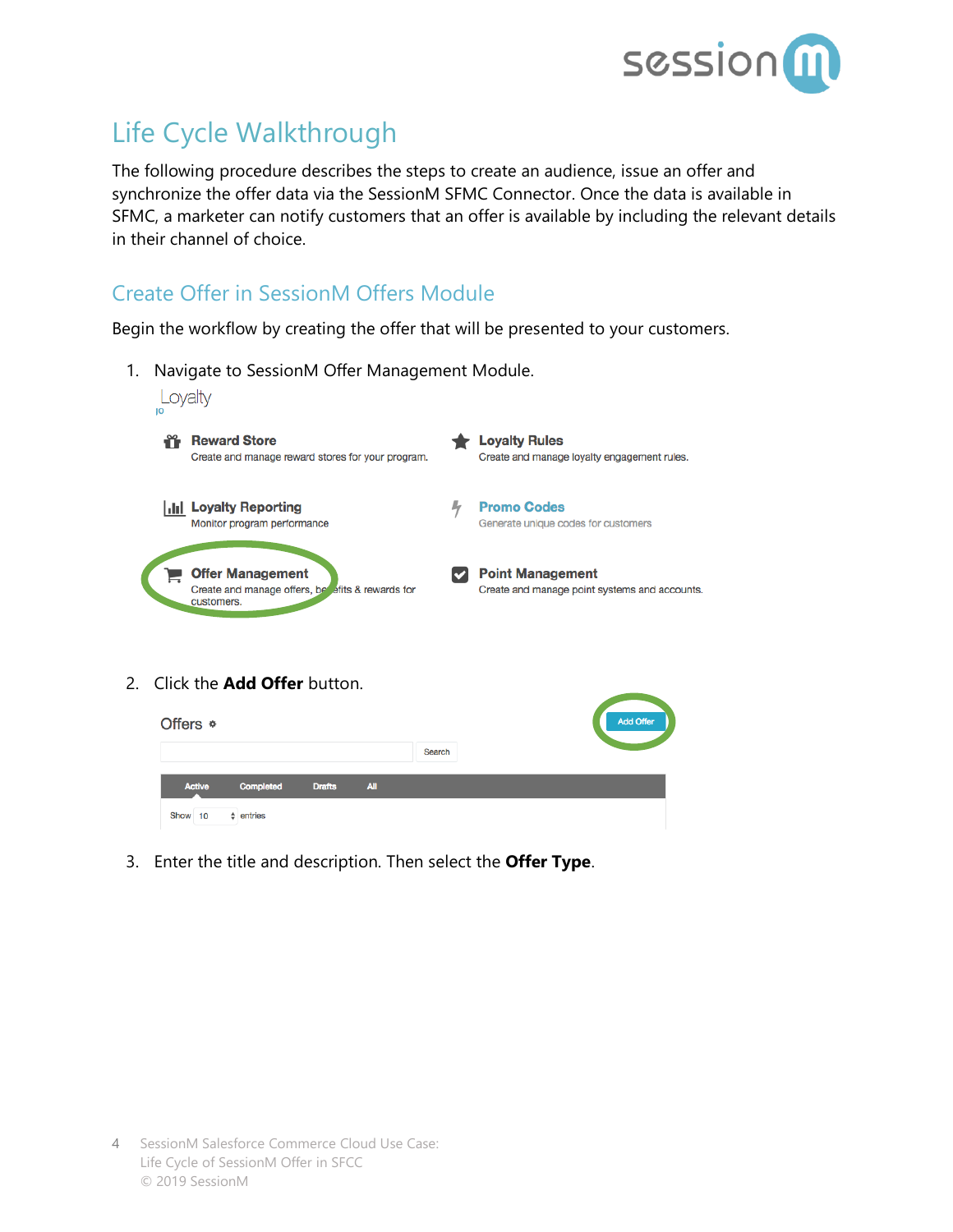# Life Cycle Walkthrough

The following procedure describes the steps to create an audience, issue an offer and synchronize the offer data via the SessionM SFMC Connector. Once the data is available in SFMC, a marketer can notify customers that an offer is available by including the relevant details in their channel of choice.

## Create Offer in SessionM Offers Module

Begin the workflow by creating the offer that will be presented to your customers.

1. Navigate to SessionM Offer Management Module.

2. Click the **Add Offer** button.

3. Enter the title and description. Then select the **Offer Type**.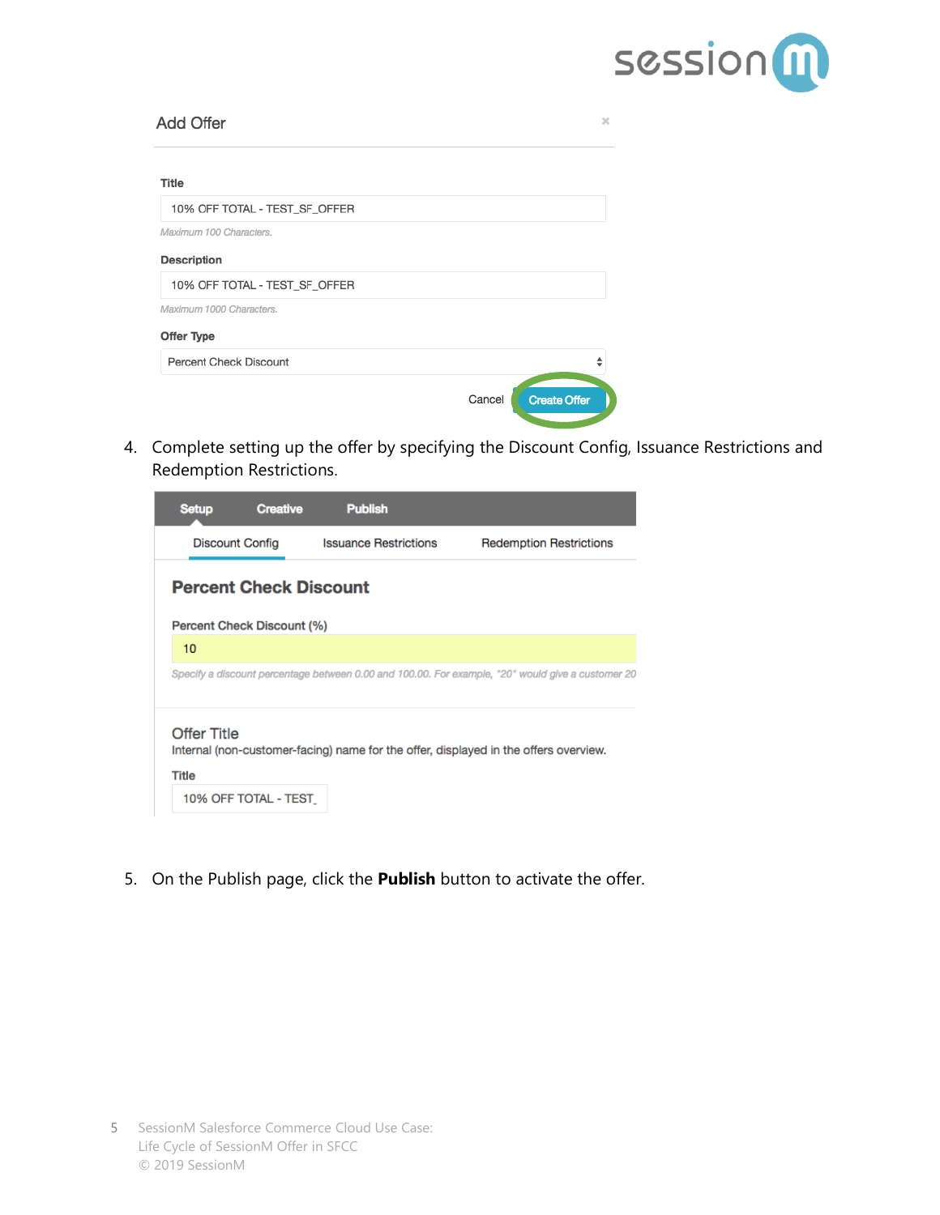Add Offer

Title

10% OFF TOTAL - TEST_SF_OFFER

Maximum 100 Characters.

Description

10% OFF TOTAL - TEST_SF_OFFER

Maximum 1000 Characters.

Offer Type

Percent Check Discount

Cancel Create Offer

4. Complete setting up the offer by specifying the Discount Config, Issuance Restrictions and Redemption Restrictions.

Setup Creative Publish

Discount Config Issuance Restrictions Redemption Restrictions

Percent Check Discount

Percent Check Discount (%)

10

Specify a discount percentage between 0.00 and 100.00. For example, "20" would give a customer 20

Offer Title

Internal (non-customer-facing) name for the offer, displayed in the offers overview.

Title

10% OFF TOTAL - TEST_

5. On the Publish page, click the **Publish** button to activate the offer.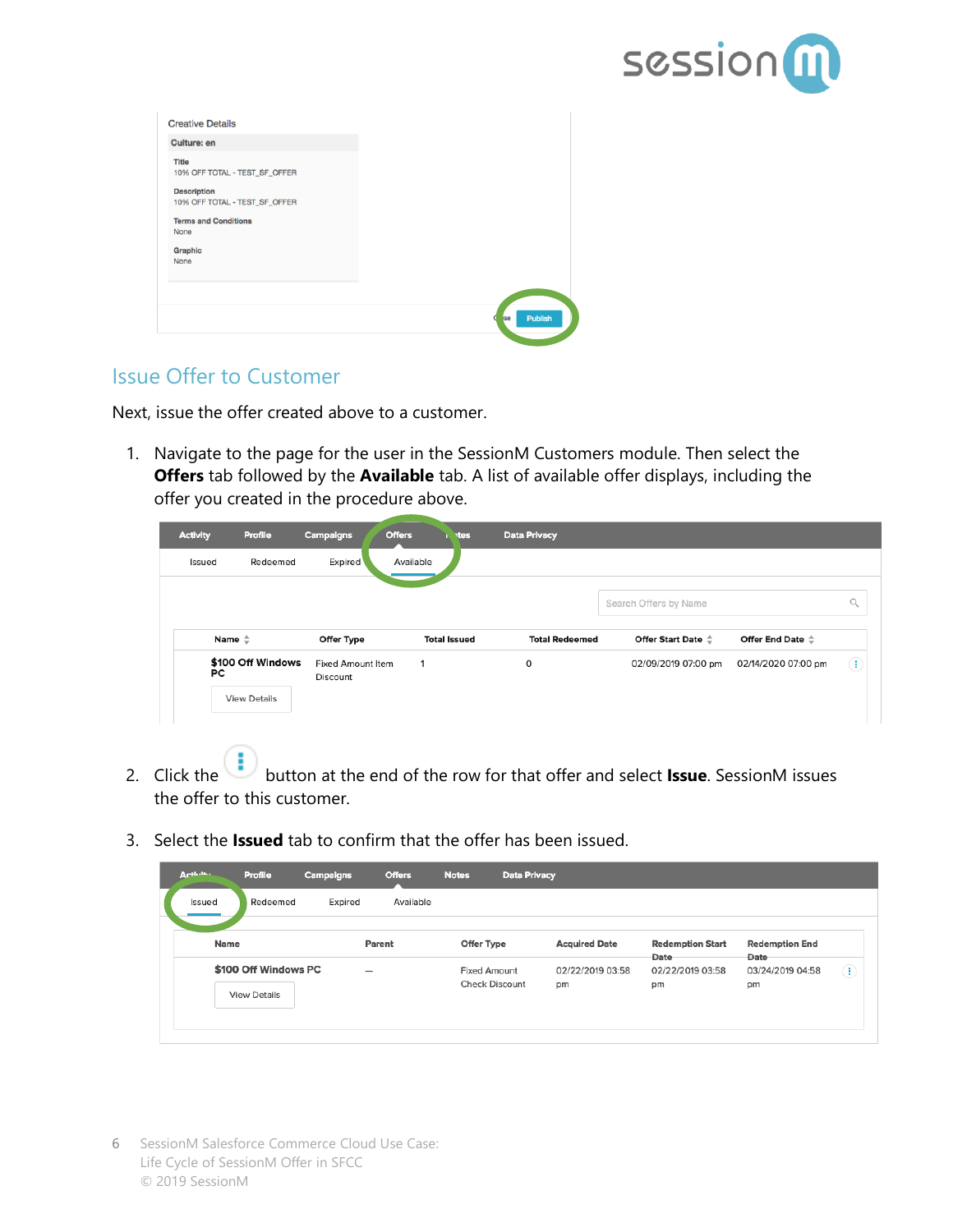## Issue Offer to Customer

Next, issue the offer created above to a customer.

1. Navigate to the page for the user in the SessionM Customers module. Then select the **Offers** tab followed by the **Available** tab. A list of available offer displays, including the offer you created in the procedure above.

2. Click the button at the end of the row for that offer and select **Issue**. SessionM issues the offer to this customer.

3. Select the **Issued** tab to confirm that the offer has been issued.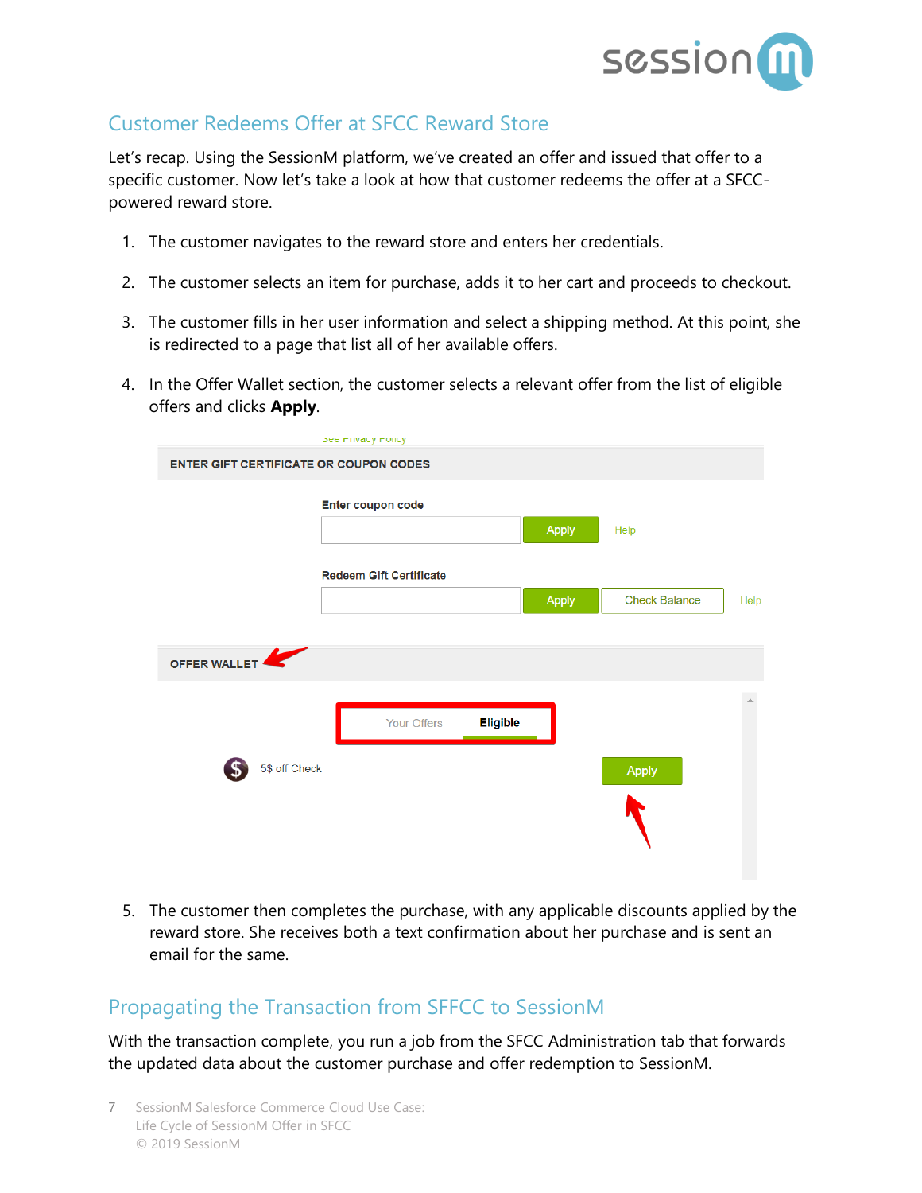## Customer Redeems Offer at SFCC Reward Store

Let's recap. Using the SessionM platform, we've created an offer and issued that offer to a specific customer. Now let's take a look at how that customer redeems the offer at a SFCC-powered reward store.

1. The customer navigates to the reward store and enters her credentials.

2. The customer selects an item for purchase, adds it to her cart and proceeds to checkout.

3. The customer fills in her user information and select a shipping method. At this point, she is redirected to a page that list all of her available offers.

4. In the Offer Wallet section, the customer selects a relevant offer from the list of eligible offers and clicks **Apply**.

5. The customer then completes the purchase, with any applicable discounts applied by the reward store. She receives both a text confirmation about her purchase and is sent an email for the same.

## Propagating the Transaction from SFFCC to SessionM

With the transaction complete, you run a job from the SFCC Administration tab that forwards the updated data about the customer purchase and offer redemption to SessionM.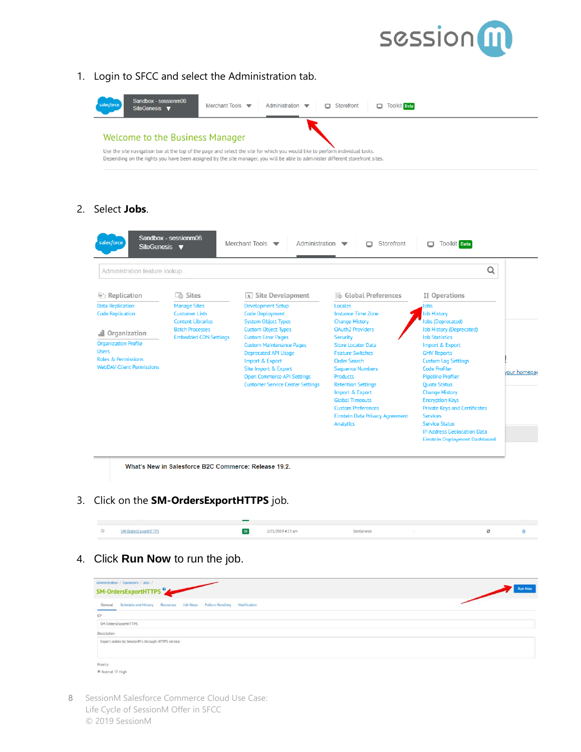1. Login to SFCC and select the Administration tab.

2. Select **Jobs**.

3. Click on the **SM-OrdersExportHTTPS** job.

4. Click **Run Now** to run the job.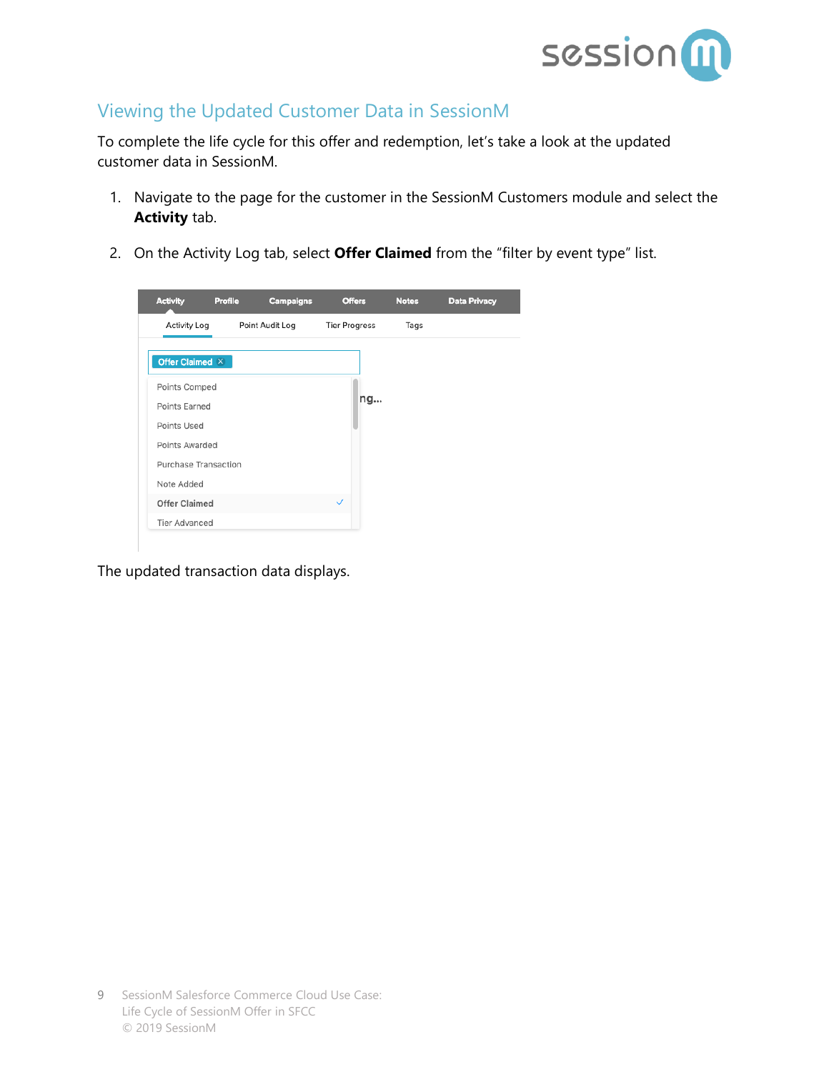## Viewing the Updated Customer Data in SessionM

To complete the life cycle for this offer and redemption, let's take a look at the updated customer data in SessionM.

1. Navigate to the page for the customer in the SessionM Customers module and select the **Activity** tab.
2. On the Activity Log tab, select **Offer Claimed** from the "filter by event type" list.

The updated transaction data displays.